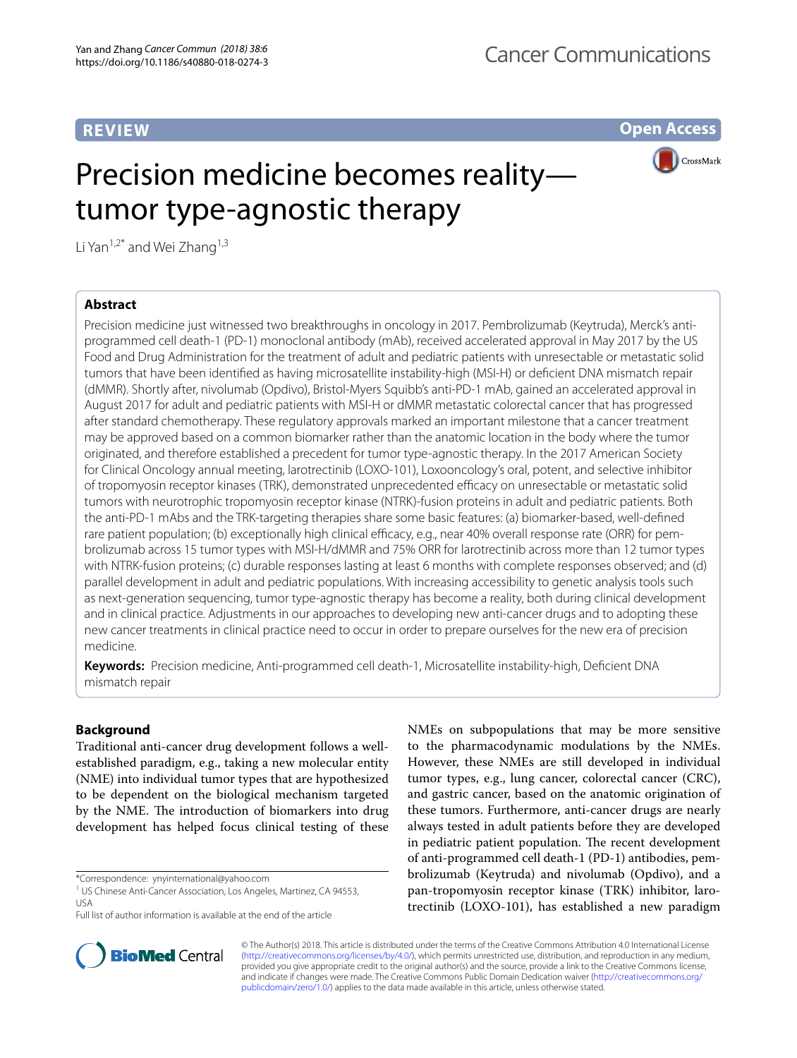REVIEW

Open Access

# Precision medicine becomes reality—tumor type-agnostic therapy

Li Yan[1,2*] and Wei Zhang[1,3]

## Abstract

Precision medicine just witnessed two breakthroughs in oncology in 2017. Pembrolizumab (Keytruda), Merck's anti-programmed cell death-1 (PD-1) monoclonal antibody (mAb), received accelerated approval in May 2017 by the US Food and Drug Administration for the treatment of adult and pediatric patients with unresectable or metastatic solid tumors that have been identified as having microsatellite instability-high (MSI-H) or deficient DNA mismatch repair (dMMR). Shortly after, nivolumab (Opdivo), Bristol-Myers Squibb's anti-PD-1 mAb, gained an accelerated approval in August 2017 for adult and pediatric patients with MSI-H or dMMR metastatic colorectal cancer that has progressed after standard chemotherapy. These regulatory approvals marked an important milestone that a cancer treatment may be approved based on a common biomarker rather than the anatomic location in the body where the tumor originated, and therefore established a precedent for tumor type-agnostic therapy. In the 2017 American Society for Clinical Oncology annual meeting, larotrectinib (LOXO-101), Loxooncology's oral, potent, and selective inhibitor of tropomyosin receptor kinases (TRK), demonstrated unprecedented efficacy on unresectable or metastatic solid tumors with neurotrophic tropomyosin receptor kinase (NTRK)-fusion proteins in adult and pediatric patients. Both the anti-PD-1 mAbs and the TRK-targeting therapies share some basic features: (a) biomarker-based, well-defined rare patient population; (b) exceptionally high clinical efficacy, e.g., near 40% overall response rate (ORR) for pembrolizumab across 15 tumor types with MSI-H/dMMR and 75% ORR for larotrectinib across more than 12 tumor types with NTRK-fusion proteins; (c) durable responses lasting at least 6 months with complete responses observed; and (d) parallel development in adult and pediatric populations. With increasing accessibility to genetic analysis tools such as next-generation sequencing, tumor type-agnostic therapy has become a reality, both during clinical development and in clinical practice. Adjustments in our approaches to developing new anti-cancer drugs and to adopting these new cancer treatments in clinical practice need to occur in order to prepare ourselves for the new era of precision medicine.

**Keywords:** Precision medicine, Anti-programmed cell death-1, Microsatellite instability-high, Deficient DNA mismatch repair

## Background

Traditional anti-cancer drug development follows a well-established paradigm, e.g., taking a new molecular entity (NME) into individual tumor types that are hypothesized to be dependent on the biological mechanism targeted by the NME. The introduction of biomarkers into drug development has helped focus clinical testing of these NMEs on subpopulations that may be more sensitive to the pharmacodynamic modulations by the NMEs. However, these NMEs are still developed in individual tumor types, e.g., lung cancer, colorectal cancer (CRC), and gastric cancer, based on the anatomic origination of these tumors. Furthermore, anti-cancer drugs are nearly always tested in adult patients before they are developed in pediatric patient population. The recent development of anti-programmed cell death-1 (PD-1) antibodies, pembrolizumab (Keytruda) and nivolumab (Opdivo), and a pan-tropomyosin receptor kinase (TRK) inhibitor, larotrectinib (LOXO-101), has established a new paradigm

*Correspondence: ynyinternational@yahoo.com

[1] US Chinese Anti-Cancer Association, Los Angeles, Martinez, CA 94553, USA

Full list of author information is available at the end of the article

© The Author(s) 2018. This article is distributed under the terms of the Creative Commons Attribution 4.0 International License (http://creativecommons.org/licenses/by/4.0/), which permits unrestricted use, distribution, and reproduction in any medium, provided you give appropriate credit to the original author(s) and the source, provide a link to the Creative Commons license, and indicate if changes were made. The Creative Commons Public Domain Dedication waiver (http://creativecommons.org/publicdomain/zero/1.0/) applies to the data made available in this article, unless otherwise stated.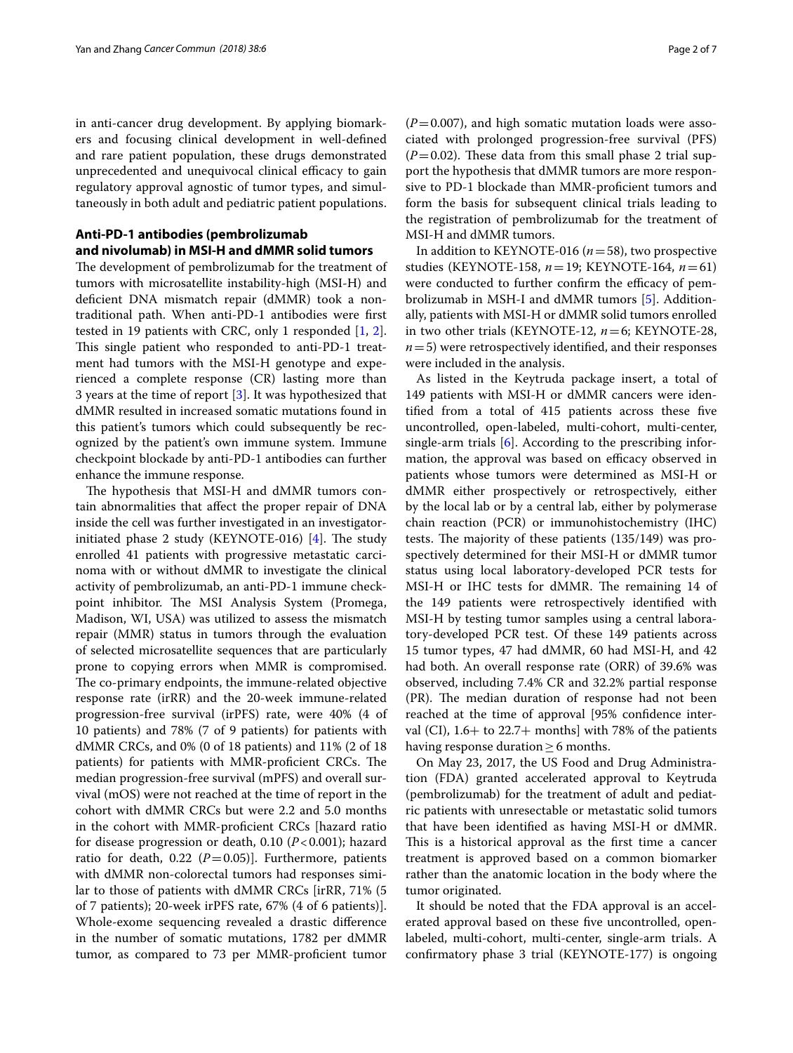in anti-cancer drug development. By applying biomarkers and focusing clinical development in well-defined and rare patient population, these drugs demonstrated unprecedented and unequivocal clinical efficacy to gain regulatory approval agnostic of tumor types, and simultaneously in both adult and pediatric patient populations.

## Anti-PD-1 antibodies (pembrolizumab and nivolumab) in MSI-H and dMMR solid tumors

The development of pembrolizumab for the treatment of tumors with microsatellite instability-high (MSI-H) and deficient DNA mismatch repair (dMMR) took a nontraditional path. When anti-PD-1 antibodies were first tested in 19 patients with CRC, only 1 responded [1, 2]. This single patient who responded to anti-PD-1 treatment had tumors with the MSI-H genotype and experienced a complete response (CR) lasting more than 3 years at the time of report [3]. It was hypothesized that dMMR resulted in increased somatic mutations found in this patient's tumors which could subsequently be recognized by the patient's own immune system. Immune checkpoint blockade by anti-PD-1 antibodies can further enhance the immune response.

The hypothesis that MSI-H and dMMR tumors contain abnormalities that affect the proper repair of DNA inside the cell was further investigated in an investigator-initiated phase 2 study (KEYNOTE-016) [4]. The study enrolled 41 patients with progressive metastatic carcinoma with or without dMMR to investigate the clinical activity of pembrolizumab, an anti-PD-1 immune checkpoint inhibitor. The MSI Analysis System (Promega, Madison, WI, USA) was utilized to assess the mismatch repair (MMR) status in tumors through the evaluation of selected microsatellite sequences that are particularly prone to copying errors when MMR is compromised. The co-primary endpoints, the immune-related objective response rate (irRR) and the 20-week immune-related progression-free survival (irPFS) rate, were 40% (4 of 10 patients) and 78% (7 of 9 patients) for patients with dMMR CRCs, and 0% (0 of 18 patients) and 11% (2 of 18 patients) for patients with MMR-proficient CRCs. The median progression-free survival (mPFS) and overall survival (mOS) were not reached at the time of report in the cohort with dMMR CRCs but were 2.2 and 5.0 months in the cohort with MMR-proficient CRCs [hazard ratio for disease progression or death, 0.10 ($P<0.001$); hazard ratio for death, 0.22 ($P=0.05$)]. Furthermore, patients with dMMR non-colorectal tumors had responses similar to those of patients with dMMR CRCs [irRR, 71% (5 of 7 patients); 20-week irPFS rate, 67% (4 of 6 patients)]. Whole-exome sequencing revealed a drastic difference in the number of somatic mutations, 1782 per dMMR tumor, as compared to 73 per MMR-proficient tumor ($P=0.007$), and high somatic mutation loads were associated with prolonged progression-free survival (PFS) ($P=0.02$). These data from this small phase 2 trial support the hypothesis that dMMR tumors are more responsive to PD-1 blockade than MMR-proficient tumors and form the basis for subsequent clinical trials leading to the registration of pembrolizumab for the treatment of MSI-H and dMMR tumors.

In addition to KEYNOTE-016 ($n=58$), two prospective studies (KEYNOTE-158, $n=19$; KEYNOTE-164, $n=61$) were conducted to further confirm the efficacy of pembrolizumab in MSH-I and dMMR tumors [5]. Additionally, patients with MSI-H or dMMR solid tumors enrolled in two other trials (KEYNOTE-12, $n=6$; KEYNOTE-28, $n=5$) were retrospectively identified, and their responses were included in the analysis.

As listed in the Keytruda package insert, a total of 149 patients with MSI-H or dMMR cancers were identified from a total of 415 patients across these five uncontrolled, open-labeled, multi-cohort, multi-center, single-arm trials [6]. According to the prescribing information, the approval was based on efficacy observed in patients whose tumors were determined as MSI-H or dMMR either prospectively or retrospectively, either by the local lab or by a central lab, either by polymerase chain reaction (PCR) or immunohistochemistry (IHC) tests. The majority of these patients (135/149) was prospectively determined for their MSI-H or dMMR tumor status using local laboratory-developed PCR tests for MSI-H or IHC tests for dMMR. The remaining 14 of the 149 patients were retrospectively identified with MSI-H by testing tumor samples using a central laboratory-developed PCR test. Of these 149 patients across 15 tumor types, 47 had dMMR, 60 had MSI-H, and 42 had both. An overall response rate (ORR) of 39.6% was observed, including 7.4% CR and 32.2% partial response (PR). The median duration of response had not been reached at the time of approval [95% confidence interval (CI), 1.6+ to 22.7+ months] with 78% of the patients having response duration ≥ 6 months.

On May 23, 2017, the US Food and Drug Administration (FDA) granted accelerated approval to Keytruda (pembrolizumab) for the treatment of adult and pediatric patients with unresectable or metastatic solid tumors that have been identified as having MSI-H or dMMR. This is a historical approval as the first time a cancer treatment is approved based on a common biomarker rather than the anatomic location in the body where the tumor originated.

It should be noted that the FDA approval is an accelerated approval based on these five uncontrolled, open-labeled, multi-cohort, multi-center, single-arm trials. A confirmatory phase 3 trial (KEYNOTE-177) is ongoing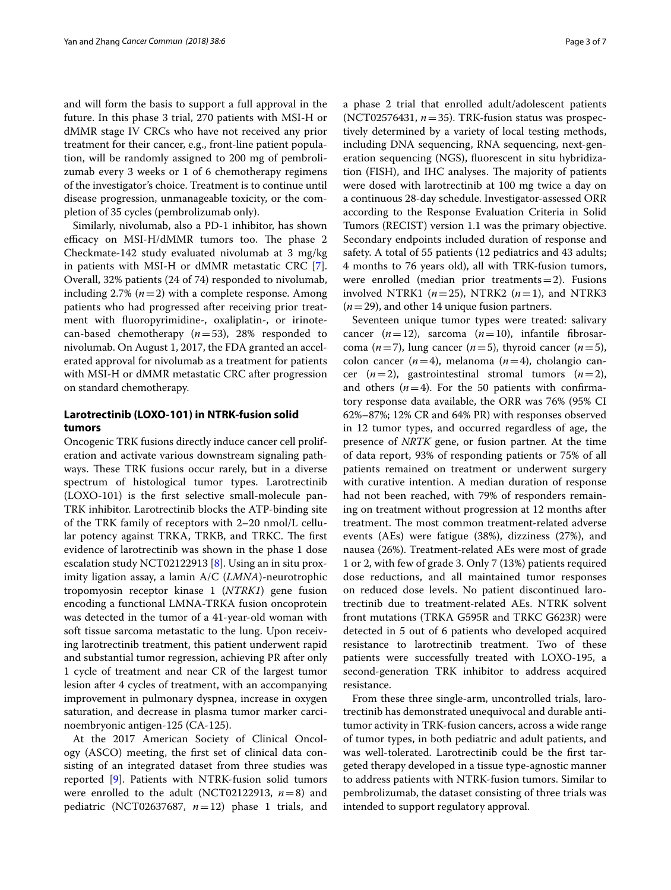and will form the basis to support a full approval in the future. In this phase 3 trial, 270 patients with MSI-H or dMMR stage IV CRCs who have not received any prior treatment for their cancer, e.g., front-line patient population, will be randomly assigned to 200 mg of pembrolizumab every 3 weeks or 1 of 6 chemotherapy regimens of the investigator's choice. Treatment is to continue until disease progression, unmanageable toxicity, or the completion of 35 cycles (pembrolizumab only).

Similarly, nivolumab, also a PD-1 inhibitor, has shown efficacy on MSI-H/dMMR tumors too. The phase 2 Checkmate-142 study evaluated nivolumab at 3 mg/kg in patients with MSI-H or dMMR metastatic CRC [7]. Overall, 32% patients (24 of 74) responded to nivolumab, including 2.7% ($n=2$) with a complete response. Among patients who had progressed after receiving prior treatment with fluoropyrimidine-, oxaliplatin-, or irinotecan-based chemotherapy ($n=53$), 28% responded to nivolumab. On August 1, 2017, the FDA granted an accelerated approval for nivolumab as a treatment for patients with MSI-H or dMMR metastatic CRC after progression on standard chemotherapy.

## Larotrectinib (LOXO-101) in NTRK-fusion solid tumors

Oncogenic TRK fusions directly induce cancer cell proliferation and activate various downstream signaling pathways. These TRK fusions occur rarely, but in a diverse spectrum of histological tumor types. Larotrectinib (LOXO-101) is the first selective small-molecule pan-TRK inhibitor. Larotrectinib blocks the ATP-binding site of the TRK family of receptors with 2–20 nmol/L cellular potency against TRKA, TRKB, and TRKC. The first evidence of larotrectinib was shown in the phase 1 dose escalation study NCT02122913 [8]. Using an in situ proximity ligation assay, a lamin A/C (*LMNA*)-neurotrophic tropomyosin receptor kinase 1 (*NTRK1*) gene fusion encoding a functional LMNA-TRKA fusion oncoprotein was detected in the tumor of a 41-year-old woman with soft tissue sarcoma metastatic to the lung. Upon receiving larotrectinib treatment, this patient underwent rapid and substantial tumor regression, achieving PR after only 1 cycle of treatment and near CR of the largest tumor lesion after 4 cycles of treatment, with an accompanying improvement in pulmonary dyspnea, increase in oxygen saturation, and decrease in plasma tumor marker carcinoembryonic antigen-125 (CA-125).

At the 2017 American Society of Clinical Oncology (ASCO) meeting, the first set of clinical data consisting of an integrated dataset from three studies was reported [9]. Patients with NTRK-fusion solid tumors were enrolled to the adult (NCT02122913, $n=8$) and pediatric (NCT02637687, $n=12$) phase 1 trials, and a phase 2 trial that enrolled adult/adolescent patients (NCT02576431, $n=35$). TRK-fusion status was prospectively determined by a variety of local testing methods, including DNA sequencing, RNA sequencing, next-generation sequencing (NGS), fluorescent in situ hybridization (FISH), and IHC analyses. The majority of patients were dosed with larotrectinib at 100 mg twice a day on a continuous 28-day schedule. Investigator-assessed ORR according to the Response Evaluation Criteria in Solid Tumors (RECIST) version 1.1 was the primary objective. Secondary endpoints included duration of response and safety. A total of 55 patients (12 pediatrics and 43 adults; 4 months to 76 years old), all with TRK-fusion tumors, were enrolled (median prior treatments = 2). Fusions involved NTRK1 ($n=25$), NTRK2 ($n=1$), and NTRK3 ($n=29$), and other 14 unique fusion partners.

Seventeen unique tumor types were treated: salivary cancer ($n=12$), sarcoma ($n=10$), infantile fibrosarcoma ($n=7$), lung cancer ($n=5$), thyroid cancer ($n=5$), colon cancer ($n=4$), melanoma ($n=4$), cholangio cancer ($n=2$), gastrointestinal stromal tumors ($n=2$), and others ($n=4$). For the 50 patients with confirmatory response data available, the ORR was 76% (95% CI 62%–87%; 12% CR and 64% PR) with responses observed in 12 tumor types, and occurred regardless of age, the presence of *NRTK* gene, or fusion partner. At the time of data report, 93% of responding patients or 75% of all patients remained on treatment or underwent surgery with curative intention. A median duration of response had not been reached, with 79% of responders remaining on treatment without progression at 12 months after treatment. The most common treatment-related adverse events (AEs) were fatigue (38%), dizziness (27%), and nausea (26%). Treatment-related AEs were most of grade 1 or 2, with few of grade 3. Only 7 (13%) patients required dose reductions, and all maintained tumor responses on reduced dose levels. No patient discontinued larotrectinib due to treatment-related AEs. NTRK solvent front mutations (TRKA G595R and TRKC G623R) were detected in 5 out of 6 patients who developed acquired resistance to larotrectinib treatment. Two of these patients were successfully treated with LOXO-195, a second-generation TRK inhibitor to address acquired resistance.

From these three single-arm, uncontrolled trials, larotrectinib has demonstrated unequivocal and durable antitumor activity in TRK-fusion cancers, across a wide range of tumor types, in both pediatric and adult patients, and was well-tolerated. Larotrectinib could be the first targeted therapy developed in a tissue type-agnostic manner to address patients with NTRK-fusion tumors. Similar to pembrolizumab, the dataset consisting of three trials was intended to support regulatory approval.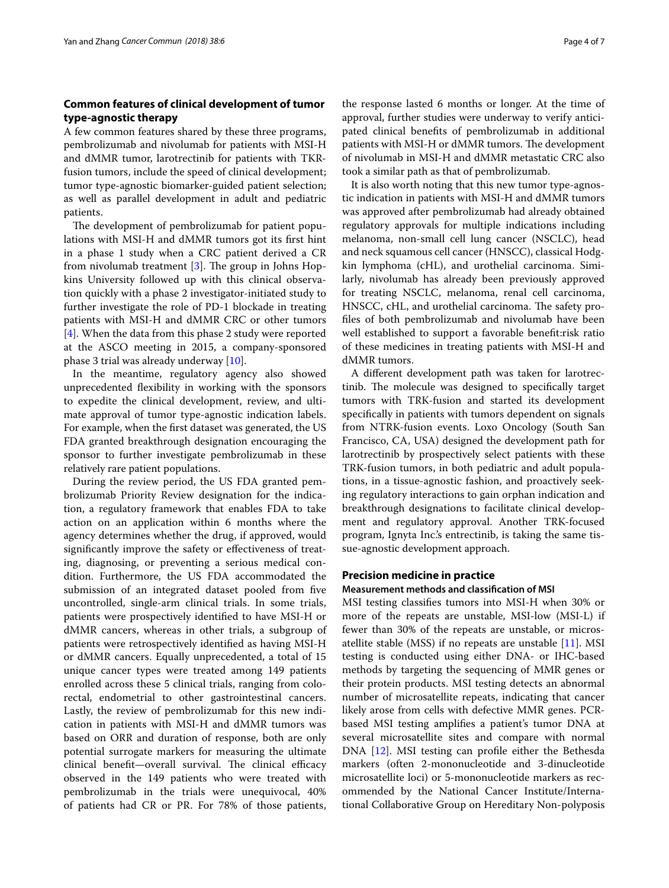## Common features of clinical development of tumor type-agnostic therapy

A few common features shared by these three programs, pembrolizumab and nivolumab for patients with MSI-H and dMMR tumor, larotrectinib for patients with TKR-fusion tumors, include the speed of clinical development; tumor type-agnostic biomarker-guided patient selection; as well as parallel development in adult and pediatric patients.

The development of pembrolizumab for patient populations with MSI-H and dMMR tumors got its first hint in a phase 1 study when a CRC patient derived a CR from nivolumab treatment [3]. The group in Johns Hopkins University followed up with this clinical observation quickly with a phase 2 investigator-initiated study to further investigate the role of PD-1 blockade in treating patients with MSI-H or other tumors [4]. When the data from this phase 2 study were reported at the ASCO meeting in 2015, a company-sponsored phase 3 trial was already underway [10].

In the meantime, regulatory agency also showed unprecedented flexibility in working with the sponsors to expedite the clinical development, review, and ultimate approval of tumor type-agnostic indication labels. For example, when the first dataset was generated, the US FDA granted breakthrough designation encouraging the sponsor to further investigate pembrolizumab in these relatively rare patient populations.

During the review period, the US FDA granted pembrolizumab Priority Review designation for the indication, a regulatory framework that enables FDA to take action on an application within 6 months where the agency determines whether the drug, if approved, would significantly improve the safety or effectiveness of treating, diagnosing, or preventing a serious medical condition. Furthermore, the US FDA accommodated the submission of an integrated dataset pooled from five uncontrolled, single-arm clinical trials. In some trials, patients were prospectively identified to have MSI-H or dMMR cancers, whereas in other trials, a subgroup of patients were retrospectively identified as having MSI-H or dMMR cancers. Equally unprecedented, a total of 15 unique cancer types were treated among 149 patients enrolled across these 5 clinical trials, ranging from colorectal, endometrial to other gastrointestinal cancers. Lastly, the review of pembrolizumab for this new indication in patients with MSI-H and dMMR tumors was based on ORR and duration of response, both are only potential surrogate markers for measuring the ultimate clinical benefit—overall survival. The clinical efficacy observed in the 149 patients who were treated with pembrolizumab in the trials were unequivocal, 40% of patients had CR or PR. For 78% of those patients, the response lasted 6 months or longer. At the time of approval, further studies were underway to verify anticipated clinical benefits of pembrolizumab in additional patients with MSI-H or dMMR tumors. The development of nivolumab in MSI-H and dMMR metastatic CRC also took a similar path as that of pembrolizumab.

It is also worth noting that this new tumor type-agnostic indication in patients with MSI-H and dMMR tumors was approved after pembrolizumab had already obtained regulatory approvals for multiple indications including melanoma, non-small cell lung cancer (NSCLC), head and neck squamous cell cancer (HNSCC), classical Hodgkin lymphoma (cHL), and urothelial carcinoma. Similarly, nivolumab has already been previously approved for treating NSCLC, melanoma, renal cell carcinoma, HNSCC, cHL, and urothelial carcinoma. The safety profiles of both pembrolizumab and nivolumab have been well established to support a favorable benefit:risk ratio of these medicines in treating patients with MSI-H and dMMR tumors.

A different development path was taken for larotrectinib. The molecule was designed to specifically target tumors with TRK-fusion and started its development specifically in patients with tumors dependent on signals from NTRK-fusion events. Loxo Oncology (South San Francisco, CA, USA) designed the development path for larotrectinib by prospectively select patients with these TRK-fusion tumors, in both pediatric and adult populations, in a tissue-agnostic fashion, and proactively seeking regulatory interactions to gain orphan indication and breakthrough designations to facilitate clinical development and regulatory approval. Another TRK-focused program, Ignyta Inc.'s entrectinib, is taking the same tissue-agnostic development approach.

## Precision medicine in practice

### Measurement methods and classification of MSI

MSI testing classifies tumors into MSI-H when 30% or more of the repeats are unstable, MSI-low (MSI-L) if fewer than 30% of the repeats are unstable, or microsatellite stable (MSS) if no repeats are unstable [11]. MSI testing is conducted using either DNA- or IHC-based methods by targeting the sequencing of MMR genes or their protein products. MSI testing detects an abnormal number of microsatellite repeats, indicating that cancer likely arose from cells with defective MMR genes. PCR-based MSI testing amplifies a patient's tumor DNA at several microsatellite sites and compare with normal DNA [12]. MSI testing can profile either the Bethesda markers (often 2-mononucleotide and 3-dinucleotide microsatellite loci) or 5-mononucleotide markers as recommended by the National Cancer Institute/International Collaborative Group on Hereditary Non-polyposis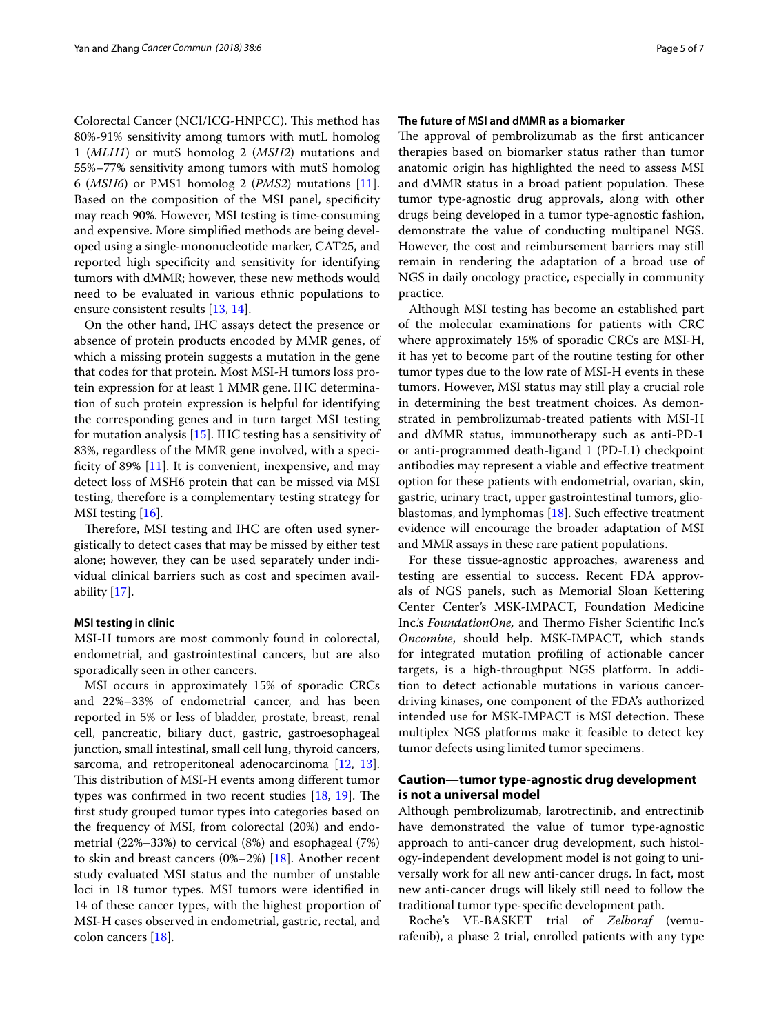Colorectal Cancer (NCI/ICG-HNPCC). This method has 80%-91% sensitivity among tumors with mutL homolog 1 (*MLH1*) or mutS homolog 2 (*MSH2*) mutations and 55%–77% sensitivity among tumors with mutS homolog 6 (*MSH6*) or PMS1 homolog 2 (*PMS2*) mutations [11]. Based on the composition of the MSI panel, specificity may reach 90%. However, MSI testing is time-consuming and expensive. More simplified methods are being developed using a single-mononucleotide marker, CAT25, and reported high specificity and sensitivity for identifying tumors with dMMR; however, these new methods would need to be evaluated in various ethnic populations to ensure consistent results [13, 14].

On the other hand, IHC assays detect the presence or absence of protein products encoded by MMR genes, of which a missing protein suggests a mutation in the gene that codes for that protein. Most MSI-H tumors loss protein expression for at least 1 MMR gene. IHC determination of such protein expression is helpful for identifying the corresponding genes and in turn target MSI testing for mutation analysis [15]. IHC testing has a sensitivity of 83%, regardless of the MMR gene involved, with a specificity of 89% [11]. It is convenient, inexpensive, and may detect loss of MSH6 protein that can be missed via MSI testing, therefore is a complementary testing strategy for MSI testing [16].

Therefore, MSI testing and IHC are often used synergistically to detect cases that may be missed by either test alone; however, they can be used separately under individual clinical barriers such as cost and specimen availability [17].

#### MSI testing in clinic

MSI-H tumors are most commonly found in colorectal, endometrial, and gastrointestinal cancers, but are also sporadically seen in other cancers.

MSI occurs in approximately 15% of sporadic CRCs and 22%–33% of endometrial cancer, and has been reported in 5% or less of bladder, prostate, breast, renal cell, pancreatic, biliary duct, gastric, gastroesophageal junction, small intestinal, small cell lung, thyroid cancers, sarcoma, and retroperitoneal adenocarcinoma [12, 13]. This distribution of MSI-H events among different tumor types was confirmed in two recent studies [18, 19]. The first study grouped tumor types into categories based on the frequency of MSI, from colorectal (20%) and endometrial (22%–33%) to cervical (8%) and esophageal (7%) to skin and breast cancers (0%–2%) [18]. Another recent study evaluated MSI status and the number of unstable loci in 18 tumor types. MSI tumors were identified in 14 of these cancer types, with the highest proportion of MSI-H cases observed in endometrial, gastric, rectal, and colon cancers [18].

#### The future of MSI and dMMR as a biomarker

The approval of pembrolizumab as the first anticancer therapies based on biomarker status rather than tumor anatomic origin has highlighted the need to assess MSI and dMMR status in a broad patient population. These tumor type-agnostic drug approvals, along with other drugs being developed in a tumor type-agnostic fashion, demonstrate the value of conducting multipanel NGS. However, the cost and reimbursement barriers may still remain in rendering the adaptation of a broad use of NGS in daily oncology practice, especially in community practice.

Although MSI testing has become an established part of the molecular examinations for patients with CRC where approximately 15% of sporadic CRCs are MSI-H, it has yet to become part of the routine testing for other tumor types due to the low rate of MSI-H events in these tumors. However, MSI status may still play a crucial role in determining the best treatment choices. As demonstrated in pembrolizumab-treated patients with MSI-H and dMMR status, immunotherapy such as anti-PD-1 or anti-programmed death-ligand 1 (PD-L1) checkpoint antibodies may represent a viable and effective treatment option for these patients with endometrial, ovarian, skin, gastric, urinary tract, upper gastrointestinal tumors, glioblastomas, and lymphomas [18]. Such effective treatment evidence will encourage the broader adaptation of MSI and MMR assays in these rare patient populations.

For these tissue-agnostic approaches, awareness and testing are essential to success. Recent FDA approvals of NGS panels, such as Memorial Sloan Kettering Center Center's MSK-IMPACT, Foundation Medicine Inc.'s *FoundationOne,* and Thermo Fisher Scientific Inc.'s *Oncomine*, should help. MSK-IMPACT, which stands for integrated mutation profiling of actionable cancer targets, is a high-throughput NGS platform. In addition to detect actionable mutations in various cancer-driving kinases, one component of the FDA's authorized intended use for MSK-IMPACT is MSI detection. These multiplex NGS platforms make it feasible to detect key tumor defects using limited tumor specimens.

### Caution—tumor type-agnostic drug development is not a universal model

Although pembrolizumab, larotrectinib, and entrectinib have demonstrated the value of tumor type-agnostic approach to anti-cancer drug development, such histology-independent development model is not going to universally work for all new anti-cancer drugs. In fact, most new anti-cancer drugs will likely still need to follow the traditional tumor type-specific development path.

Roche's VE-BASKET trial of *Zelboraf* (vemurafenib), a phase 2 trial, enrolled patients with any type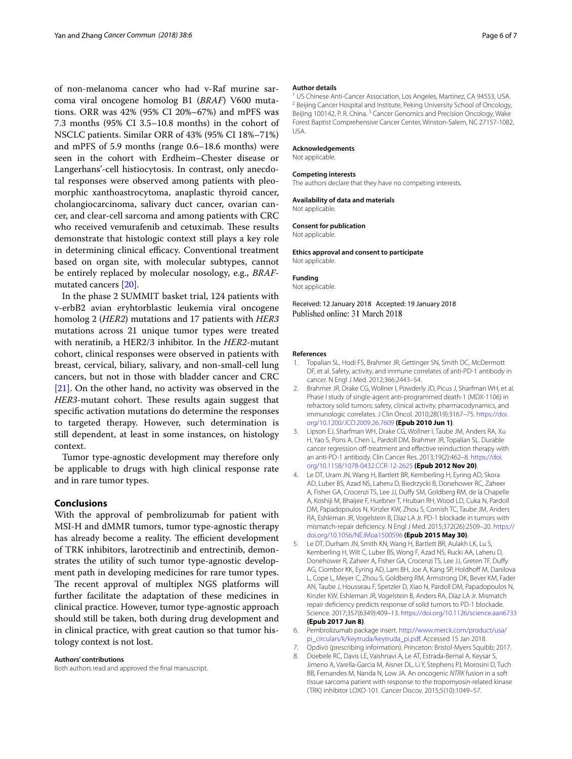of non-melanoma cancer who had v-Raf murine sarcoma viral oncogene homolog B1 (*BRAF*) V600 mutations. ORR was 42% (95% CI 20%–67%) and mPFS was 7.3 months (95% CI 3.5–10.8 months) in the cohort of NSCLC patients. Similar ORR of 43% (95% CI 18%–71%) and mPFS of 5.9 months (range 0.6–18.6 months) were seen in the cohort with Erdheim–Chester disease or Langerhans'-cell histiocytosis. In contrast, only anecdotal responses were observed among patients with pleomorphic xanthoastrocytoma, anaplastic thyroid cancer, cholangiocarcinoma, salivary duct cancer, ovarian cancer, and clear-cell sarcoma and among patients with CRC who received vemurafenib and cetuximab. These results demonstrate that histologic context still plays a key role in determining clinical efficacy. Conventional treatment based on organ site, with molecular subtypes, cannot be entirely replaced by molecular nosology, e.g., *BRAF*-mutated cancers [20].

In the phase 2 SUMMIT basket trial, 124 patients with v-erbB2 avian eryhtorblastic leukemia viral oncogene homolog 2 (*HER2*) mutations and 17 patients with *HER3* mutations across 21 unique tumor types were treated with neratinib, a HER2/3 inhibitor. In the *HER2*-mutant cohort, clinical responses were observed in patients with breast, cervical, biliary, salivary, and non-small-cell lung cancers, but not in those with bladder cancer and CRC [21]. On the other hand, no activity was observed in the *HER3*-mutant cohort. These results again suggest that specific activation mutations do determine the responses to targeted therapy. However, such determination is still dependent, at least in some instances, on histology context.

Tumor type-agnostic development may therefore only be applicable to drugs with high clinical response rate and in rare tumor types.

## Conclusions

With the approval of pembrolizumab for patient with MSI-H and dMMR tumors, tumor type-agnostic therapy has already become a reality. The efficient development of TRK inhibitors, larotrectinib and entrectinib, demonstrates the utility of such tumor type-agnostic development path in developing medicines for rare tumor types. The recent approval of multiplex NGS platforms will further facilitate the adaptation of these medicines in clinical practice. However, tumor type-agnostic approach should still be taken, both during drug development and in clinical practice, with great caution so that tumor histology context is not lost.

#### Authors' contributions

Both authors read and approved the final manuscript.

#### Author details

[1] US Chinese Anti-Cancer Association, Los Angeles, Martinez, CA 94553, USA. [2] Beijing Cancer Hospital and Institute, Peking University School of Oncology, Beijing 100142, P. R. China. [3] Cancer Genomics and Precision Oncology, Wake Forest Baptist Comprehensive Cancer Center, Winston-Salem, NC 27157-1082, USA.

#### Acknowledgements

Not applicable.

#### Competing interests

The authors declare that they have no competing interests.

#### Availability of data and materials

Not applicable.

#### Consent for publication

Not applicable.

#### Ethics approval and consent to participate

Not applicable.

#### Funding

Not applicable.

Received: 12 January 2018 Accepted: 19 January 2018
Published online: 31 March 2018

#### References

1. Topalian SL, Hodi FS, Brahmer JR, Gettinger SN, Smith DC, McDermott DF, et al. Safety, activity, and immune correlates of anti-PD-1 antibody in cancer. N Engl J Med. 2012;366:2443–54.
2. Brahmer JR, Drake CG, Wollner I, Powderly JD, Picus J, Sharfman WH, et al. Phase I study of single-agent anti-programmed death-1 (MDX-1106) in refractory solid tumors: safety, clinical activity, pharmacodynamics, and immunologic correlates. J Clin Oncol. 2010;28(19):3167–75. https://doi.org/10.1200/JCO.2009.26.7609 **(Epub 2010 Jun 1)**.
3. Lipson EJ, Sharfman WH, Drake CG, Wollner I, Taube JM, Anders RA, Xu H, Yao S, Pons A, Chen L, Pardoll DM, Brahmer JR, Topalian SL. Durable cancer regression off-treatment and effective reinduction therapy with an anti-PD-1 antibody. Clin Cancer Res. 2013;19(2):462–8. https://doi.org/10.1158/1078-0432.CCR-12-2625 **(Epub 2012 Nov 20)**.
4. Le DT, Uram JN, Wang H, Bartlett BR, Kemberling H, Eyring AD, Skora AD, Luber BS, Azad NS, Laheru D, Biedrzycki B, Donehower RC, Zaheer A, Fisher GA, Crocenzi TS, Lee JJ, Duffy SM, Goldberg RM, de la Chapelle A, Koshiji M, Bhaijee F, Huebner T, Hruban RH, Wood LD, Cuka N, Pardoll DM, Papadopoulos N, Kinzler KW, Zhou S, Cornish TC, Taube JM, Anders RA, Eshleman JR, Vogelstein B, Diaz LA Jr. PD-1 blockade in tumors with mismatch-repair deficiency. N Engl J Med. 2015;372(26):2509–20. https://doi.org/10.1056/NEJMoa1500596 **(Epub 2015 May 30)**.
5. Le DT, Durham JN, Smith KN, Wang H, Bartlett BR, Aulakh LK, Lu S, Kemberling H, Wilt C, Luber BS, Wong F, Azad NS, Rucki AA, Laheru D, Donehower R, Zaheer A, Fisher GA, Crocenzi TS, Lee JJ, Greten TF, Duffy AG, Ciombor KK, Eyring AD, Lam BH, Joe A, Kang SP, Holdhoff M, Danilova L, Cope L, Meyer C, Zhou S, Goldberg RM, Armstrong DK, Bever KM, Fader AN, Taube J, Housseau F, Spetzler D, Xiao N, Pardoll DM, Papadopoulos N, Kinzler KW, Eshleman JR, Vogelstein B, Anders RA, Diaz LA Jr. Mismatch repair deficiency predicts response of solid tumors to PD-1 blockade. Science. 2017;357(6349):409–13. https://doi.org/10.1126/science.aan6733 **(Epub 2017 Jun 8)**.
6. Pembrolizumab package insert. http://www.merck.com/product/usa/pi_circulars/k/keytruda/keytruda_pi.pdf. Accessed 15 Jan 2018.
7. Opdivo (prescribing information). Princeton: Bristol-Myers Squibb; 2017.
8. Doebele RC, Davis LE, Vaishnavi A, Le AT, Estrada-Bernal A, Keysar S, Jimeno A, Varella-Garcia M, Aisner DL, Li Y, Stephens PJ, Morosini D, Tuch BB, Fernandes M, Nanda N, Low JA. An oncogenic *NTRK* fusion in a soft tissue sarcoma patient with response to the tropomyosin-related kinase (TRK) inhibitor LOXO-101. Cancer Discov. 2015;5(10):1049–57.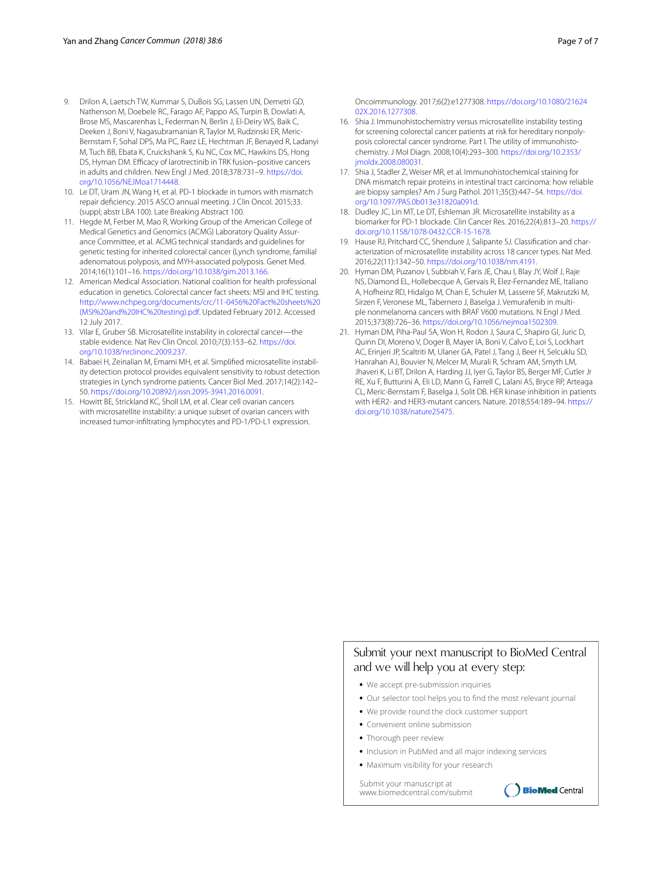9. Drilon A, Laetsch TW, Kummar S, DuBois SG, Lassen UN, Demetri GD, Nathenson M, Doebele RC, Farago AF, Pappo AS, Turpin B, Dowlati A, Brose MS, Mascarenhas L, Federman N, Berlin J, El-Deiry WS, Baik C, Deeken J, Boni V, Nagasubramanian R, Taylor M, Rudzinski ER, Meric-Bernstam F, Sohal DPS, Ma PC, Raez LE, Hechtman JF, Benayed R, Ladanyi M, Tuch BB, Ebata K, Cruickshank S, Ku NC, Cox MC, Hawkins DS, Hong DS, Hyman DM. Efficacy of larotrectinib in TRK fusion–positive cancers in adults and children. New Engl J Med. 2018;378:731–9. https://doi.org/10.1056/NEJMoa1714448.
10. Le DT, Uram JN, Wang H, et al. PD-1 blockade in tumors with mismatch repair deficiency. 2015 ASCO annual meeting. J Clin Oncol. 2015;33. (suppl; abstr LBA 100). Late Breaking Abstract 100.
11. Hegde M, Ferber M, Mao R, Working Group of the American College of Medical Genetics and Genomics (ACMG) Laboratory Quality Assurance Committee, et al. ACMG technical standards and guidelines for genetic testing for inherited colorectal cancer (Lynch syndrome, familial adenomatous polyposis, and MYH-associated polyposis. Genet Med. 2014;16(1):101–16. https://doi.org/10.1038/gim.2013.166.
12. American Medical Association. National coalition for health professional education in genetics. Colorectal cancer fact sheets: MSI and IHC testing. http://www.nchpeg.org/documents/crc/11-0456%20Fact%20sheets%20(MSI%20and%20IHC%20testing).pdf. Updated February 2012. Accessed 12 July 2017.
13. Vilar E, Gruber SB. Microsatellite instability in colorectal cancer—the stable evidence. Nat Rev Clin Oncol. 2010;7(3):153–62. https://doi.org/10.1038/nrclinonc.2009.237.
14. Babaei H, Zeinalian M, Emami MH, et al. Simplified microsatellite instability detection protocol provides equivalent sensitivity to robust detection strategies in Lynch syndrome patients. Cancer Biol Med. 2017;14(2):142–50. https://doi.org/10.20892/j.issn.2095-3941.2016.0091.
15. Howitt BE, Strickland KC, Sholl LM, et al. Clear cell ovarian cancers with microsatellite instability: a unique subset of ovarian cancers with increased tumor-infiltrating lymphocytes and PD-1/PD-L1 expression. Oncoimmunology. 2017;6(2):e1277308. https://doi.org/10.1080/2162402X.2016.1277308.
16. Shia J. Immunohistochemistry versus microsatellite instability testing for screening colorectal cancer patients at risk for hereditary nonpolyposis colorectal cancer syndrome. Part I. The utility of immunohistochemistry. J Mol Diagn. 2008;10(4):293–300. https://doi.org/10.2353/jmoldx.2008.080031.
17. Shia J, Stadler Z, Weiser MR, et al. Immunohistochemical staining for DNA mismatch repair proteins in intestinal tract carcinoma: how reliable are biopsy samples? Am J Surg Pathol. 2011;35(3):447–54. https://doi.org/10.1097/PAS.0b013e31820a091d.
18. Dudley JC, Lin MT, Le DT, Eshleman JR. Microsatellite instability as a biomarker for PD-1 blockade. Clin Cancer Res. 2016;22(4):813–20. https://doi.org/10.1158/1078-0432.CCR-15-1678.
19. Hause RJ, Pritchard CC, Shendure J, Salipante SJ. Classification and characterization of microsatellite instability across 18 cancer types. Nat Med. 2016;22(11):1342–50. https://doi.org/10.1038/nm.4191.
20. Hyman DM, Puzanov I, Subbiah V, Faris JE, Chau I, Blay JY, Wolf J, Raje NS, Diamond EL, Hollebecque A, Gervais R, Elez-Fernandez ME, Italiano A, Hofheinz RD, Hidalgo M, Chan E, Schuler M, Lasserre SF, Makrutzki M, Sirzen F, Veronese ML, Tabernero J, Baselga J. Vemurafenib in multiple nonmelanoma cancers with BRAF V600 mutations. N Engl J Med. 2015;373(8):726–36. https://doi.org/10.1056/nejmoa1502309.
21. Hyman DM, Piha-Paul SA, Won H, Rodon J, Saura C, Shapiro GI, Juric D, Quinn DI, Moreno V, Doger B, Mayer IA, Boni V, Calvo E, Loi S, Lockhart AC, Erinjeri JP, Scaltriti M, Ulaner GA, Patel J, Tang J, Beer H, Selcuklu SD, Hanrahan AJ, Bouvier N, Melcer M, Murali R, Schram AM, Smyth LM, Jhaveri K, Li BT, Drilon A, Harding JJ, Iyer G, Taylor BS, Berger MF, Cutler Jr RE, Xu F, Butturini A, Eli LD, Mann G, Farrell C, Lalani AS, Bryce RP, Arteaga CL, Meric-Bernstam F, Baselga J, Solit DB. HER kinase inhibition in patients with HER2- and HER3-mutant cancers. Nature. 2018;554:189–94. https://doi.org/10.1038/nature25475.

Submit your next manuscript to BioMed Central and we will help you at every step:

- We accept pre-submission inquiries
- Our selector tool helps you to find the most relevant journal
- We provide round the clock customer support
- Convenient online submission
- Thorough peer review
- Inclusion in PubMed and all major indexing services
- Maximum visibility for your research

Submit your manuscript at www.biomedcentral.com/submit

BioMed Central